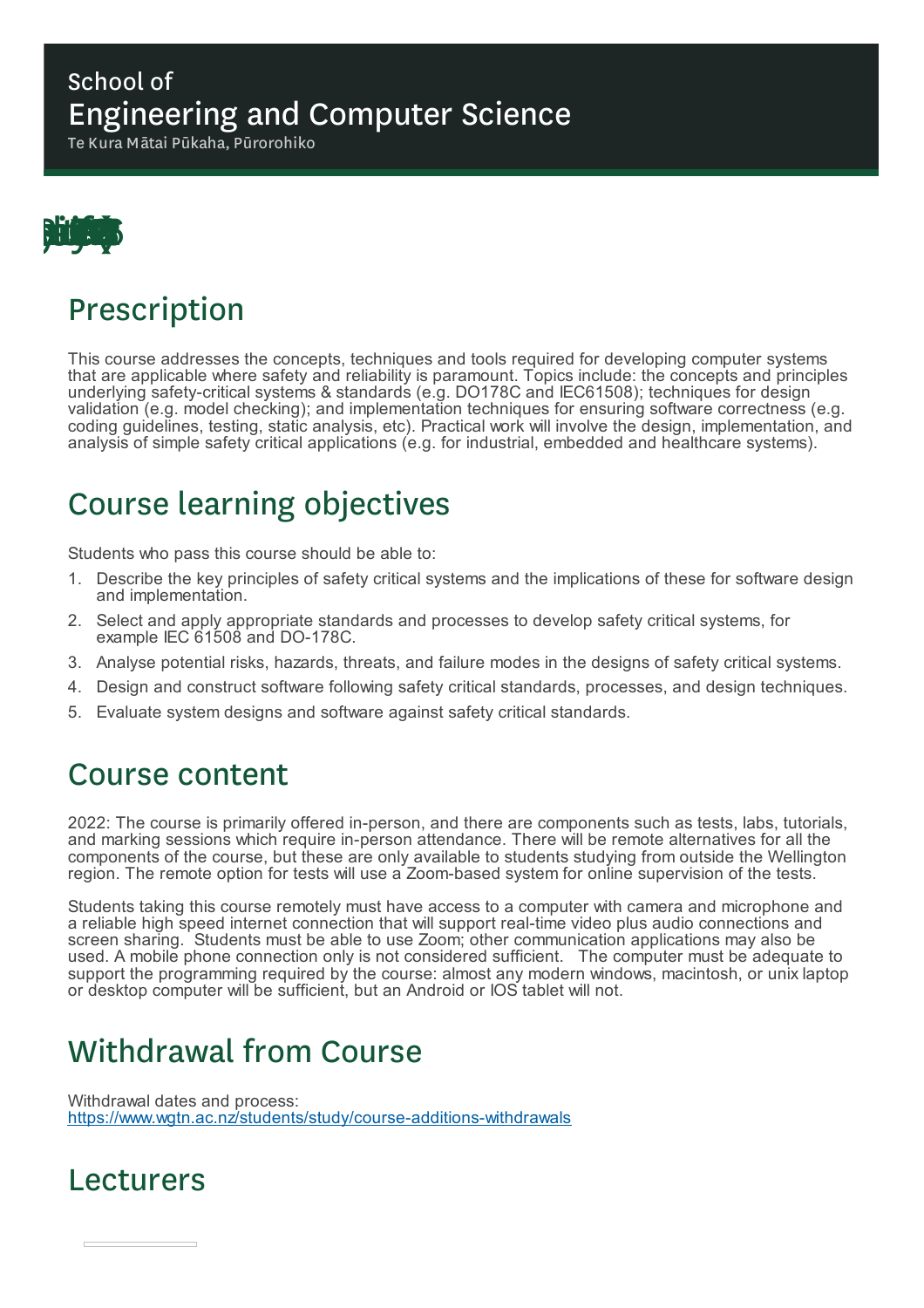# School of Engineering and Computer Science

Te Kura Mātai Pūkaha, Pūrorohiko

## Prescription

This course addresses the concepts, techniques and tools required for developing computer systems that are applicable where safety and reliability is paramount. Topics include: the concepts and principles underlying safety-critical systems & standards (e.g. DO178C and IEC61508); techniques for design validation (e.g. model checking); and implementation techniques for ensuring software correctness (e.g. coding guidelines, testing, static analysis, etc). Practical work will involve the design, implementation, and analysis of simple safety critical applications (e.g. for industrial, embedded and healthcare systems).

## Course learning objectives

Students who pass this course should be able to:

1. Describe the key principles of safety critical systems and the implications of these for software design and implementation.
2. Select and apply appropriate standards and processes to develop safety critical systems, for example IEC 61508 and DO-178C.
3. Analyse potential risks, hazards, threats, and failure modes in the designs of safety critical systems.
4. Design and construct software following safety critical standards, processes, and design techniques.
5. Evaluate system designs and software against safety critical standards.

## Course content

2022: The course is primarily offered in-person, and there are components such as tests, labs, tutorials, and marking sessions which require in-person attendance. There will be remote alternatives for all the components of the course, but these are only available to students studying from outside the Wellington region. The remote option for tests will use a Zoom-based system for online supervision of the tests.

Students taking this course remotely must have access to a computer with camera and microphone and a reliable high speed internet connection that will support real-time video plus audio connections and screen sharing. Students must be able to use Zoom; other communication applications may also be used. A mobile phone connection only is not considered sufficient. The computer must be adequate to support the programming required by the course: almost any modern windows, macintosh, or unix laptop or desktop computer will be sufficient, but an Android or IOS tablet will not.

## Withdrawal from Course

Withdrawal dates and process:
https://www.wgtn.ac.nz/students/study/course-additions-withdrawals

## Lecturers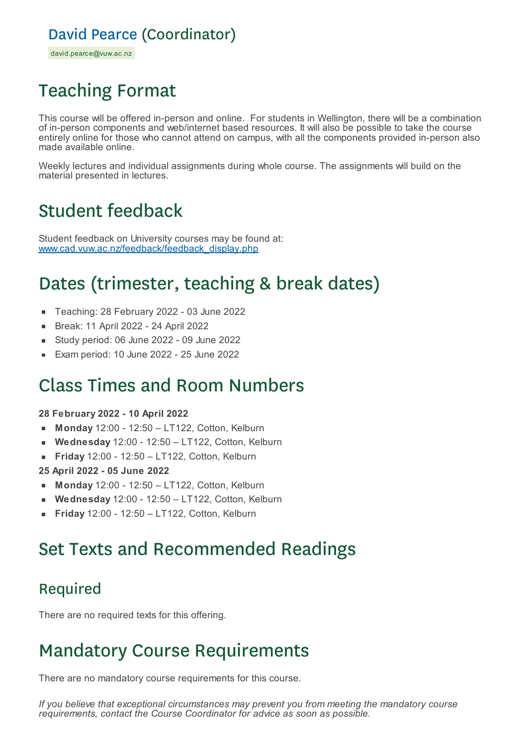## David Pearce (Coordinator)

david.pearce@vuw.ac.nz

# Teaching Format

This course will be offered in-person and online. For students in Wellington, there will be a combination of in-person components and web/internet based resources. It will also be possible to take the course entirely online for those who cannot attend on campus, with all the components provided in-person also made available online.

Weekly lectures and individual assignments during whole course. The assignments will build on the material presented in lectures.

# Student feedback

Student feedback on University courses may be found at:
www.cad.vuw.ac.nz/feedback/feedback_display.php

# Dates (trimester, teaching & break dates)

- Teaching: 28 February 2022 - 03 June 2022
- Break: 11 April 2022 - 24 April 2022
- Study period: 06 June 2022 - 09 June 2022
- Exam period: 10 June 2022 - 25 June 2022

# Class Times and Room Numbers

**28 February 2022 - 10 April 2022**

- **Monday** 12:00 - 12:50 – LT122, Cotton, Kelburn
- **Wednesday** 12:00 - 12:50 – LT122, Cotton, Kelburn
- **Friday** 12:00 - 12:50 – LT122, Cotton, Kelburn

**25 April 2022 - 05 June 2022**

- **Monday** 12:00 - 12:50 – LT122, Cotton, Kelburn
- **Wednesday** 12:00 - 12:50 – LT122, Cotton, Kelburn
- **Friday** 12:00 - 12:50 – LT122, Cotton, Kelburn

# Set Texts and Recommended Readings

## Required

There are no required texts for this offering.

# Mandatory Course Requirements

There are no mandatory course requirements for this course.

*If you believe that exceptional circumstances may prevent you from meeting the mandatory course requirements, contact the Course Coordinator for advice as soon as possible.*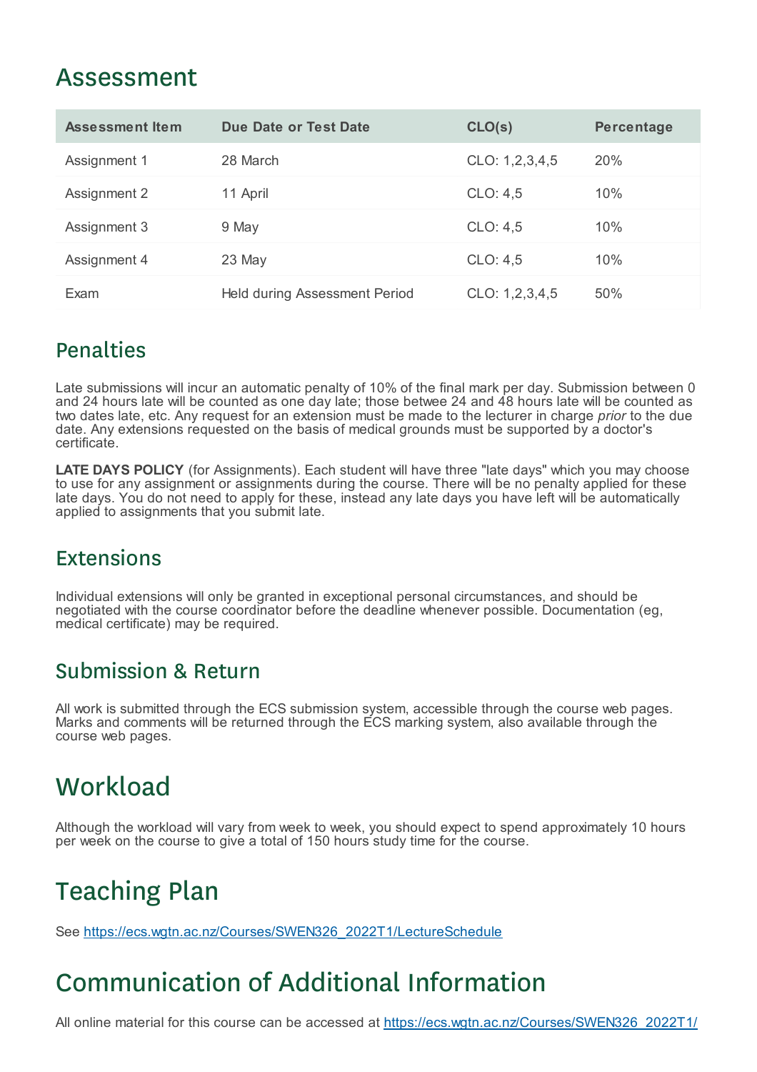# Assessment

| Assessment Item | Due Date or Test Date | CLO(s) | Percentage |
|---|---|---|---|
| Assignment 1 | 28 March | CLO: 1,2,3,4,5 | 20% |
| Assignment 2 | 11 April | CLO: 4,5 | 10% |
| Assignment 3 | 9 May | CLO: 4,5 | 10% |
| Assignment 4 | 23 May | CLO: 4,5 | 10% |
| Exam | Held during Assessment Period | CLO: 1,2,3,4,5 | 50% |

## Penalties

Late submissions will incur an automatic penalty of 10% of the final mark per day. Submission between 0 and 24 hours late will be counted as one day late; those betwee 24 and 48 hours late will be counted as two dates late, etc. Any request for an extension must be made to the lecturer in charge *prior* to the due date. Any extensions requested on the basis of medical grounds must be supported by a doctor's certificate.

**LATE DAYS POLICY** (for Assignments). Each student will have three "late days" which you may choose to use for any assignment or assignments during the course. There will be no penalty applied for these late days. You do not need to apply for these, instead any late days you have left will be automatically applied to assignments that you submit late.

## Extensions

Individual extensions will only be granted in exceptional personal circumstances, and should be negotiated with the course coordinator before the deadline whenever possible. Documentation (eg, medical certificate) may be required.

## Submission & Return

All work is submitted through the ECS submission system, accessible through the course web pages. Marks and comments will be returned through the ECS marking system, also available through the course web pages.

# Workload

Although the workload will vary from week to week, you should expect to spend approximately 10 hours per week on the course to give a total of 150 hours study time for the course.

# Teaching Plan

See [https://ecs.wgtn.ac.nz/Courses/SWEN326_2022T1/LectureSchedule](https://ecs.wgtn.ac.nz/Courses/SWEN326_2022T1/LectureSchedule)

# Communication of Additional Information

All online material for this course can be accessed at [https://ecs.wgtn.ac.nz/Courses/SWEN326_2022T1/](https://ecs.wgtn.ac.nz/Courses/SWEN326_2022T1/)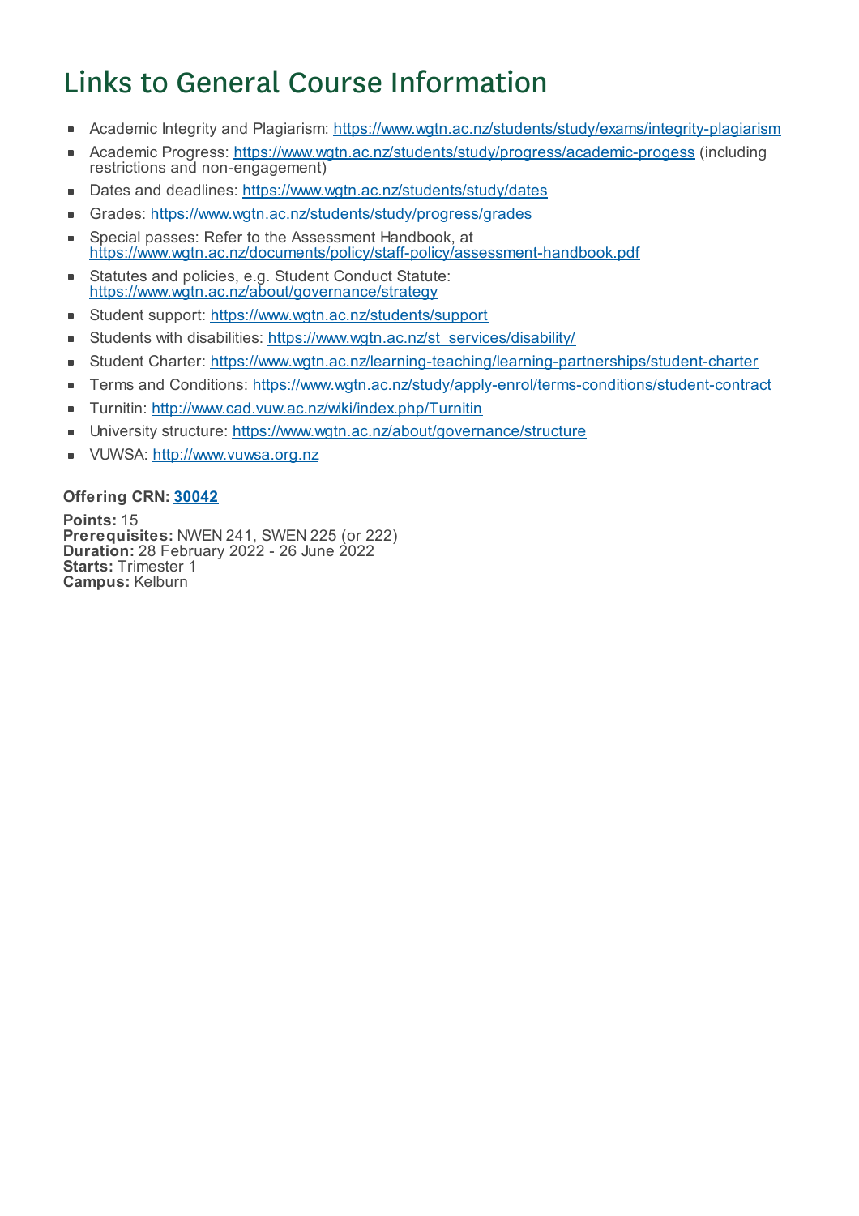# Links to General Course Information

- Academic Integrity and Plagiarism: https://www.wgtn.ac.nz/students/study/exams/integrity-plagiarism
- Academic Progress: https://www.wgtn.ac.nz/students/study/progress/academic-progess (including restrictions and non-engagement)
- Dates and deadlines: https://www.wgtn.ac.nz/students/study/dates
- Grades: https://www.wgtn.ac.nz/students/study/progress/grades
- Special passes: Refer to the Assessment Handbook, at https://www.wgtn.ac.nz/documents/policy/staff-policy/assessment-handbook.pdf
- Statutes and policies, e.g. Student Conduct Statute: https://www.wgtn.ac.nz/about/governance/strategy
- Student support: https://www.wgtn.ac.nz/students/support
- Students with disabilities: https://www.wgtn.ac.nz/st_services/disability/
- Student Charter: https://www.wgtn.ac.nz/learning-teaching/learning-partnerships/student-charter
- Terms and Conditions: https://www.wgtn.ac.nz/study/apply-enrol/terms-conditions/student-contract
- Turnitin: http://www.cad.vuw.ac.nz/wiki/index.php/Turnitin
- University structure: https://www.wgtn.ac.nz/about/governance/structure
- VUWSA: http://www.vuwsa.org.nz

**Offering CRN: 30042**

**Points:** 15
**Prerequisites:** NWEN 241, SWEN 225 (or 222)
**Duration:** 28 February 2022 - 26 June 2022
**Starts:** Trimester 1
**Campus:** Kelburn